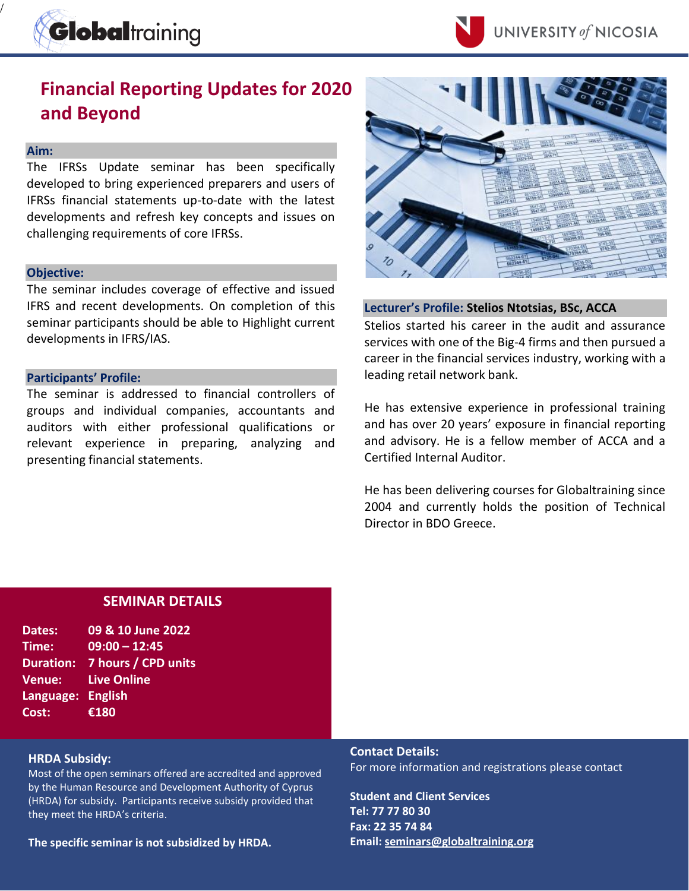Globaltraining

UNIVERSITY of NICOSIA

# Financial Reporting Updates for 2020 and Beyond

## Aim:

The IFRSs Update seminar has been specifically developed to bring experienced preparers and users of IFRSs financial statements up-to-date with the latest developments and refresh key concepts and issues on challenging requirements of core IFRSs.

## Objective:

The seminar includes coverage of effective and issued IFRS and recent developments. On completion of this seminar participants should be able to Highlight current developments in IFRS/IAS.

## Participants' Profile:

The seminar is addressed to financial controllers of groups and individual companies, accountants and auditors with either professional qualifications or relevant experience in preparing, analyzing and presenting financial statements.

## Lecturer's Profile: Stelios Ntotsias, BSc, ACCA

Stelios started his career in the audit and assurance services with one of the Big-4 firms and then pursued a career in the financial services industry, working with a leading retail network bank.

He has extensive experience in professional training and has over 20 years' exposure in financial reporting and advisory. He is a fellow member of ACCA and a Certified Internal Auditor.

He has been delivering courses for Globaltraining since 2004 and currently holds the position of Technical Director in BDO Greece.

## SEMINAR DETAILS

**Dates:** 09 & 10 June 2022
**Time:** 09:00 – 12:45
**Duration:** 7 hours / CPD units
**Venue:** Live Online
**Language:** English
**Cost:** €180

## HRDA Subsidy:

Most of the open seminars offered are accredited and approved by the Human Resource and Development Authority of Cyprus (HRDA) for subsidy. Participants receive subsidy provided that they meet the HRDA's criteria.

**The specific seminar is not subsidized by HRDA.**

## Contact Details:

For more information and registrations please contact

**Student and Client Services**
**Tel: 77 77 80 30**
**Fax: 22 35 74 84**
**Email: seminars@globaltraining.org**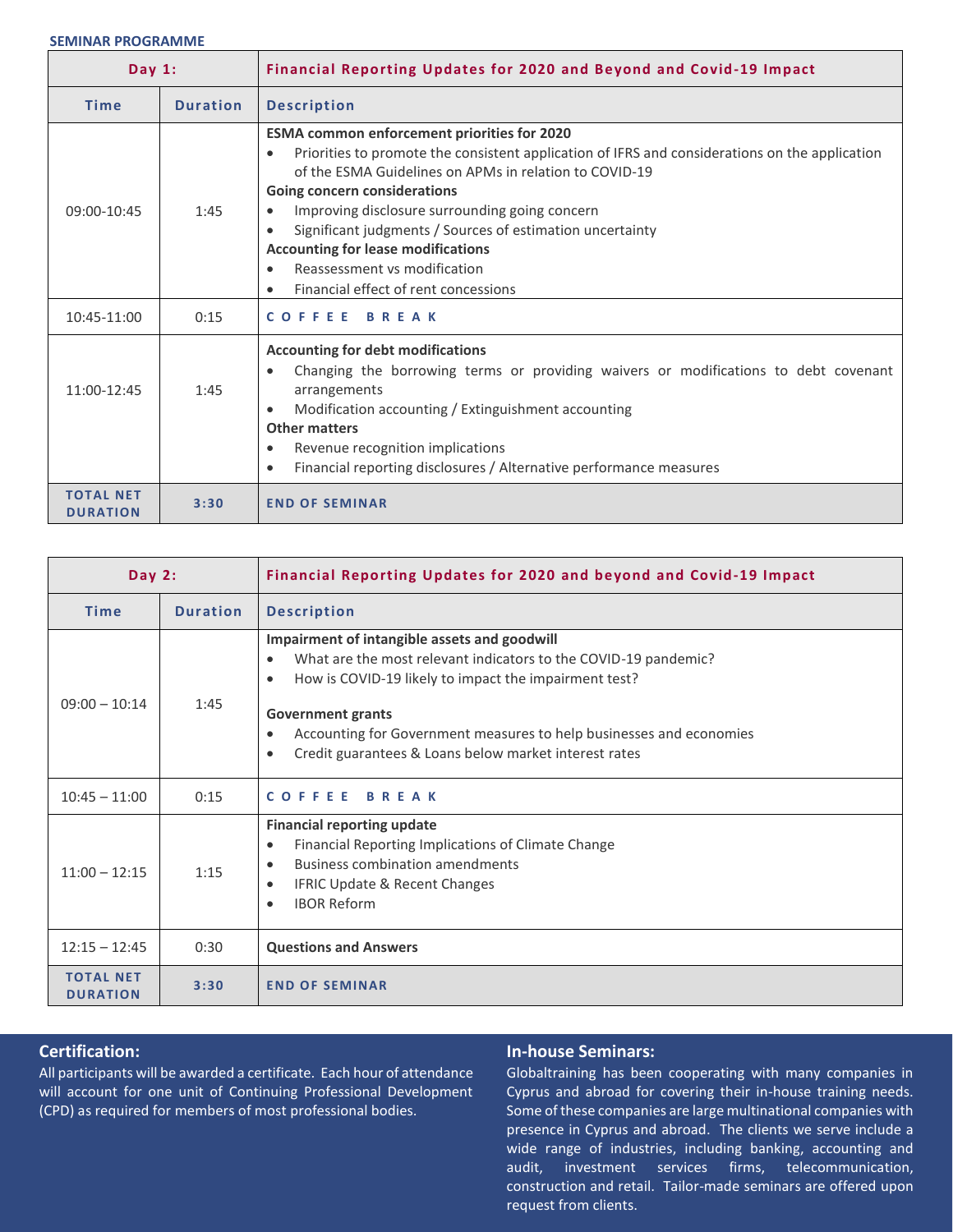**SEMINAR PROGRAMME**

| Day 1: | | Financial Reporting Updates for 2020 and Beyond and Covid-19 Impact |
|---|---|---|
| **Time** | **Duration** | **Description** |
| 09:00-10:45 | 1:45 | **ESMA common enforcement priorities for 2020**<br>• Priorities to promote the consistent application of IFRS and considerations on the application of the ESMA Guidelines on APMs in relation to COVID-19<br>**Going concern considerations**<br>• Improving disclosure surrounding going concern<br>• Significant judgments / Sources of estimation uncertainty<br>**Accounting for lease modifications**<br>• Reassessment vs modification<br>• Financial effect of rent concessions |
| 10:45-11:00 | 0:15 | COFFEE BREAK |
| 11:00-12:45 | 1:45 | **Accounting for debt modifications**<br>• Changing the borrowing terms or providing waivers or modifications to debt covenant arrangements<br>• Modification accounting / Extinguishment accounting<br>**Other matters**<br>• Revenue recognition implications<br>• Financial reporting disclosures / Alternative performance measures |
| **TOTAL NET DURATION** | **3:30** | **END OF SEMINAR** |

| Day 2: | | Financial Reporting Updates for 2020 and beyond and Covid-19 Impact |
|---|---|---|
| **Time** | **Duration** | **Description** |
| 09:00 – 10:14 | 1:45 | **Impairment of intangible assets and goodwill**<br>• What are the most relevant indicators to the COVID-19 pandemic?<br>• How is COVID-19 likely to impact the impairment test?<br>**Government grants**<br>• Accounting for Government measures to help businesses and economies<br>• Credit guarantees & Loans below market interest rates |
| 10:45 – 11:00 | 0:15 | COFFEE BREAK |
| 11:00 – 12:15 | 1:15 | **Financial reporting update**<br>• Financial Reporting Implications of Climate Change<br>• Business combination amendments<br>• IFRIC Update & Recent Changes<br>• IBOR Reform |
| 12:15 – 12:45 | 0:30 | **Questions and Answers** |
| **TOTAL NET DURATION** | **3:30** | **END OF SEMINAR** |

### Certification:

All participants will be awarded a certificate. Each hour of attendance will account for one unit of Continuing Professional Development (CPD) as required for members of most professional bodies.

### In-house Seminars:

Globaltraining has been cooperating with many companies in Cyprus and abroad for covering their in-house training needs. Some of these companies are large multinational companies with presence in Cyprus and abroad. The clients we serve include a wide range of industries, including banking, accounting and audit, investment services firms, telecommunication, construction and retail. Tailor-made seminars are offered upon request from clients.